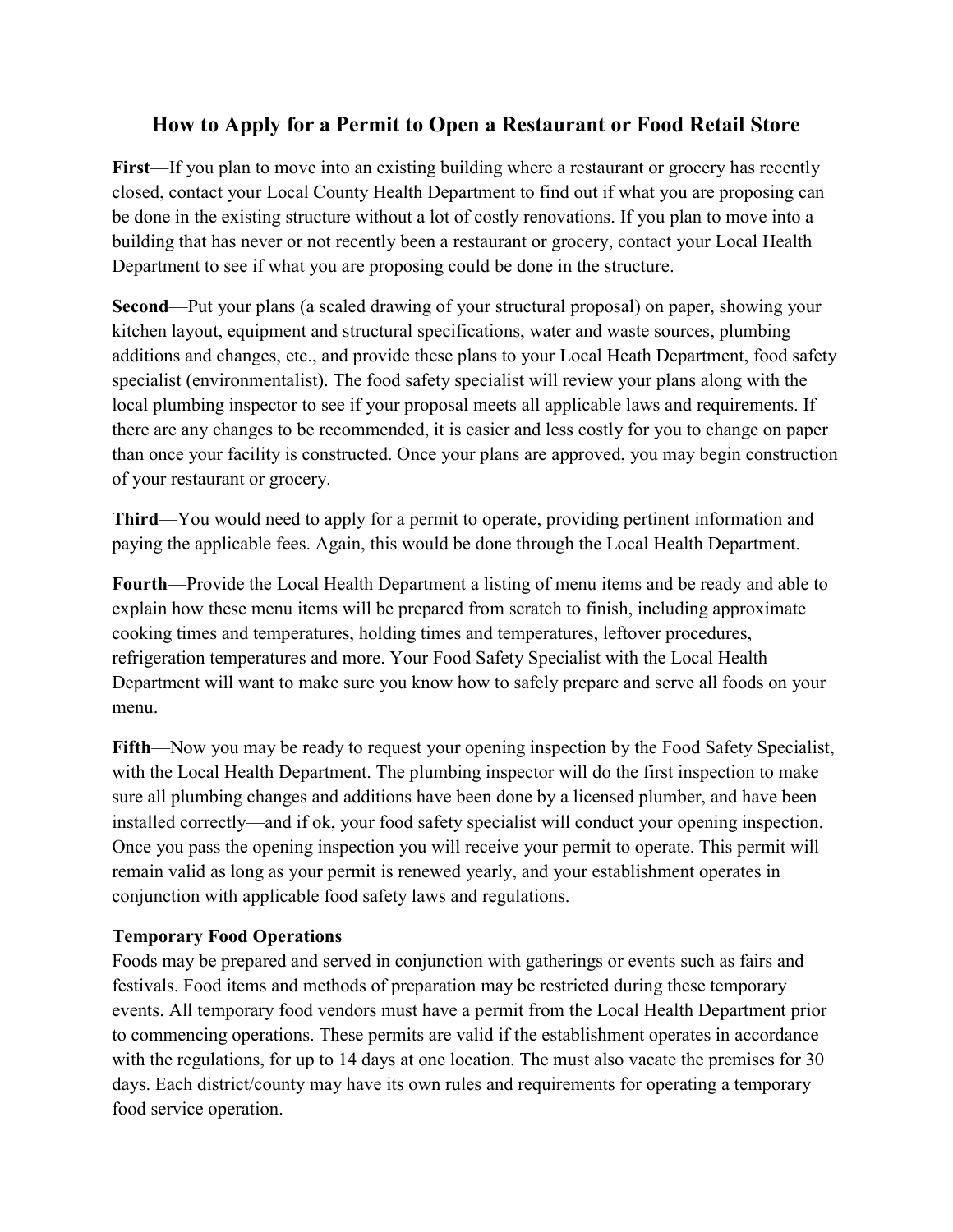# How to Apply for a Permit to Open a Restaurant or Food Retail Store

**First**—If you plan to move into an existing building where a restaurant or grocery has recently closed, contact your Local County Health Department to find out if what you are proposing can be done in the existing structure without a lot of costly renovations. If you plan to move into a building that has never or not recently been a restaurant or grocery, contact your Local Health Department to see if what you are proposing could be done in the structure.

**Second**—Put your plans (a scaled drawing of your structural proposal) on paper, showing your kitchen layout, equipment and structural specifications, water and waste sources, plumbing additions and changes, etc., and provide these plans to your Local Heath Department, food safety specialist (environmentalist). The food safety specialist will review your plans along with the local plumbing inspector to see if your proposal meets all applicable laws and requirements. If there are any changes to be recommended, it is easier and less costly for you to change on paper than once your facility is constructed. Once your plans are approved, you may begin construction of your restaurant or grocery.

**Third**—You would need to apply for a permit to operate, providing pertinent information and paying the applicable fees. Again, this would be done through the Local Health Department.

**Fourth**—Provide the Local Health Department a listing of menu items and be ready and able to explain how these menu items will be prepared from scratch to finish, including approximate cooking times and temperatures, holding times and temperatures, leftover procedures, refrigeration temperatures and more. Your Food Safety Specialist with the Local Health Department will want to make sure you know how to safely prepare and serve all foods on your menu.

**Fifth**—Now you may be ready to request your opening inspection by the Food Safety Specialist, with the Local Health Department. The plumbing inspector will do the first inspection to make sure all plumbing changes and additions have been done by a licensed plumber, and have been installed correctly—and if ok, your food safety specialist will conduct your opening inspection. Once you pass the opening inspection you will receive your permit to operate. This permit will remain valid as long as your permit is renewed yearly, and your establishment operates in conjunction with applicable food safety laws and regulations.

**Temporary Food Operations**

Foods may be prepared and served in conjunction with gatherings or events such as fairs and festivals. Food items and methods of preparation may be restricted during these temporary events. All temporary food vendors must have a permit from the Local Health Department prior to commencing operations. These permits are valid if the establishment operates in accordance with the regulations, for up to 14 days at one location. The must also vacate the premises for 30 days. Each district/county may have its own rules and requirements for operating a temporary food service operation.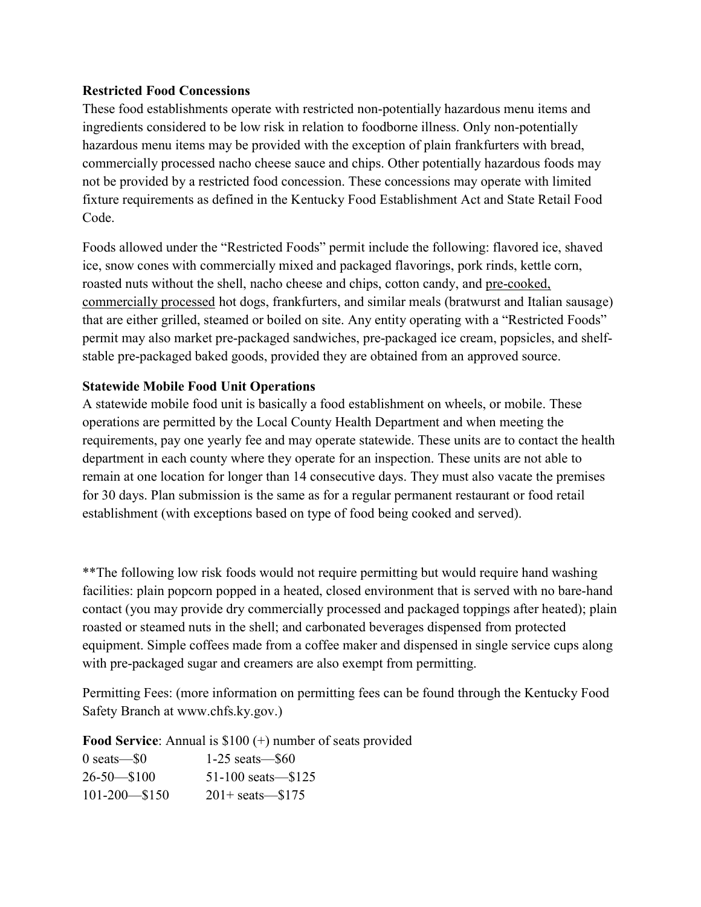**Restricted Food Concessions**

These food establishments operate with restricted non-potentially hazardous menu items and ingredients considered to be low risk in relation to foodborne illness. Only non-potentially hazardous menu items may be provided with the exception of plain frankfurters with bread, commercially processed nacho cheese sauce and chips. Other potentially hazardous foods may not be provided by a restricted food concession. These concessions may operate with limited fixture requirements as defined in the Kentucky Food Establishment Act and State Retail Food Code.

Foods allowed under the "Restricted Foods" permit include the following: flavored ice, shaved ice, snow cones with commercially mixed and packaged flavorings, pork rinds, kettle corn, roasted nuts without the shell, nacho cheese and chips, cotton candy, and <u>pre-cooked, commercially processed</u> hot dogs, frankfurters, and similar meals (bratwurst and Italian sausage) that are either grilled, steamed or boiled on site. Any entity operating with a "Restricted Foods" permit may also market pre-packaged sandwiches, pre-packaged ice cream, popsicles, and shelf-stable pre-packaged baked goods, provided they are obtained from an approved source.

**Statewide Mobile Food Unit Operations**

A statewide mobile food unit is basically a food establishment on wheels, or mobile. These operations are permitted by the Local County Health Department and when meeting the requirements, pay one yearly fee and may operate statewide. These units are to contact the health department in each county where they operate for an inspection. These units are not able to remain at one location for longer than 14 consecutive days. They must also vacate the premises for 30 days. Plan submission is the same as for a regular permanent restaurant or food retail establishment (with exceptions based on type of food being cooked and served).

**The following low risk foods would not require permitting but would require hand washing facilities: plain popcorn popped in a heated, closed environment that is served with no bare-hand contact (you may provide dry commercially processed and packaged toppings after heated); plain roasted or steamed nuts in the shell; and carbonated beverages dispensed from protected equipment. Simple coffees made from a coffee maker and dispensed in single service cups along with pre-packaged sugar and creamers are also exempt from permitting.

Permitting Fees: (more information on permitting fees can be found through the Kentucky Food Safety Branch at www.chfs.ky.gov.)

**Food Service**: Annual is $100 (+) number of seats provided

| | |
|---|---|
| 0 seats—$0 | 1-25 seats—$60 |
| 26-50—$100 | 51-100 seats—$125 |
| 101-200—$150 | 201+ seats—$175 |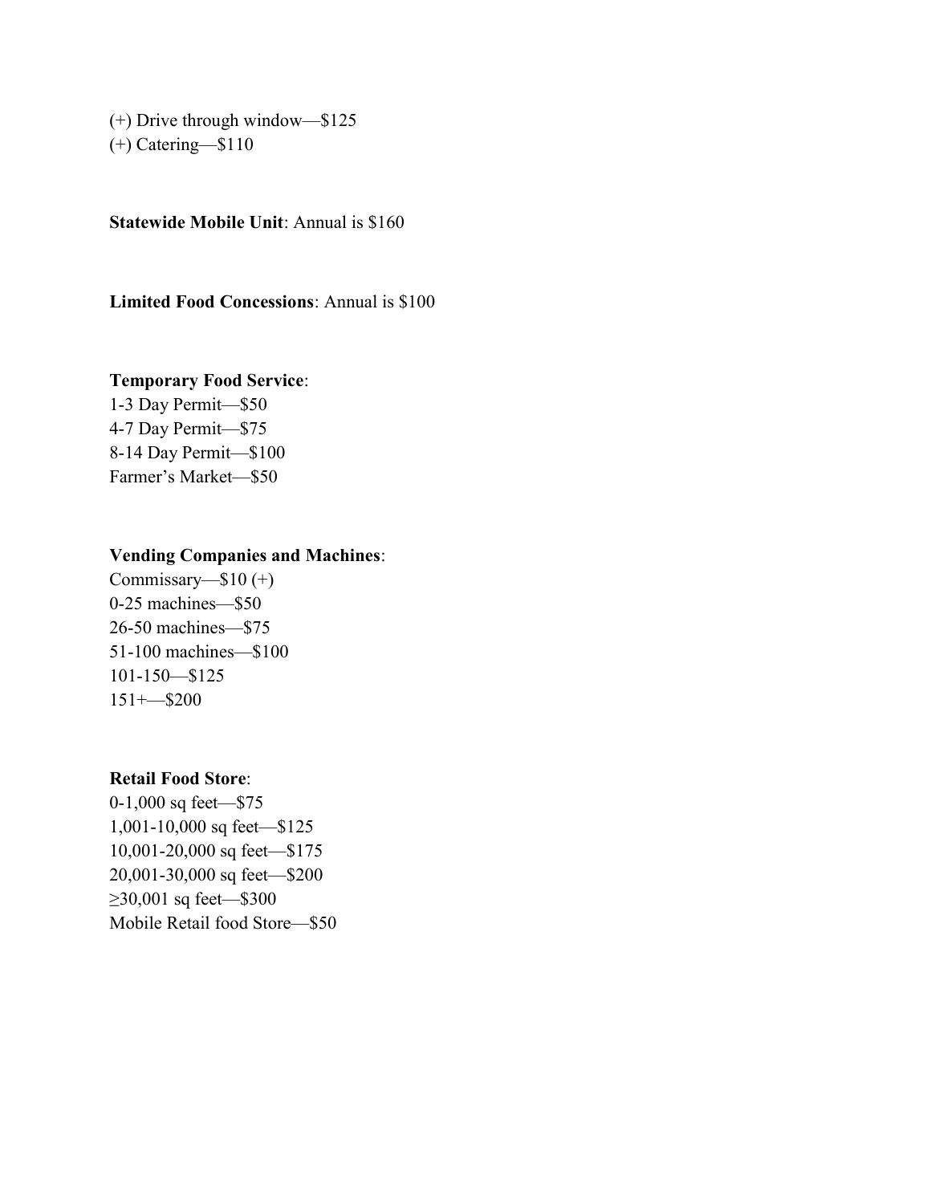(+) Drive through window—$125
(+) Catering—$110

**Statewide Mobile Unit**: Annual is $160

**Limited Food Concessions**: Annual is $100

**Temporary Food Service**:
1-3 Day Permit—$50
4-7 Day Permit—$75
8-14 Day Permit—$100
Farmer's Market—$50

**Vending Companies and Machines**:
Commissary—$10 (+)
0-25 machines—$50
26-50 machines—$75
51-100 machines—$100
101-150—$125
151+—$200

**Retail Food Store**:
0-1,000 sq feet—$75
1,001-10,000 sq feet—$125
10,001-20,000 sq feet—$175
20,001-30,000 sq feet—$200
≥30,001 sq feet—$300
Mobile Retail food Store—$50